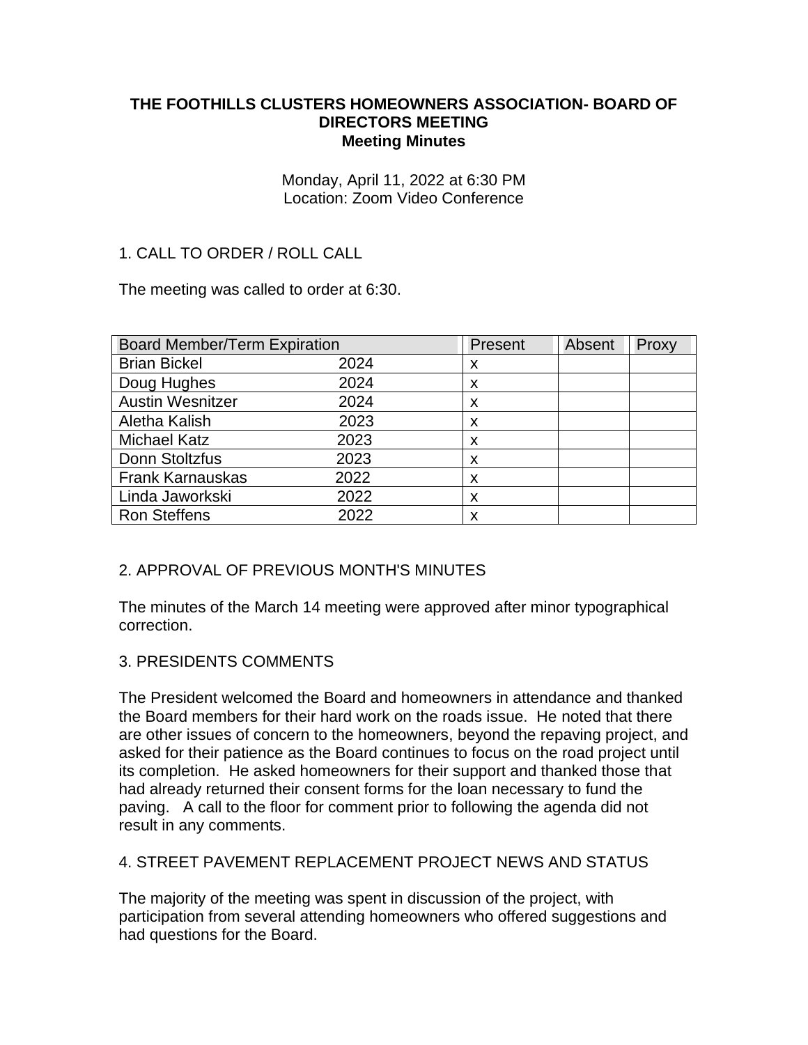# THE FOOTHILLS CLUSTERS HOMEOWNERS ASSOCIATION- BOARD OF DIRECTORS MEETING

## Meeting Minutes

Monday, April 11, 2022 at 6:30 PM
Location: Zoom Video Conference

### 1. CALL TO ORDER / ROLL CALL

The meeting was called to order at 6:30.

| Board Member/Term Expiration | | Present | Absent | Proxy |
|---|---|---|---|---|
| Brian Bickel | 2024 | x | | |
| Doug Hughes | 2024 | x | | |
| Austin Wesnitzer | 2024 | x | | |
| Aletha Kalish | 2023 | x | | |
| Michael Katz | 2023 | x | | |
| Donn Stoltzfus | 2023 | x | | |
| Frank Karnauskas | 2022 | x | | |
| Linda Jaworkski | 2022 | x | | |
| Ron Steffens | 2022 | x | | |

### 2. APPROVAL OF PREVIOUS MONTH'S MINUTES

The minutes of the March 14 meeting were approved after minor typographical correction.

### 3. PRESIDENTS COMMENTS

The President welcomed the Board and homeowners in attendance and thanked the Board members for their hard work on the roads issue. He noted that there are other issues of concern to the homeowners, beyond the repaving project, and asked for their patience as the Board continues to focus on the road project until its completion. He asked homeowners for their support and thanked those that had already returned their consent forms for the loan necessary to fund the paving. A call to the floor for comment prior to following the agenda did not result in any comments.

### 4. STREET PAVEMENT REPLACEMENT PROJECT NEWS AND STATUS

The majority of the meeting was spent in discussion of the project, with participation from several attending homeowners who offered suggestions and had questions for the Board.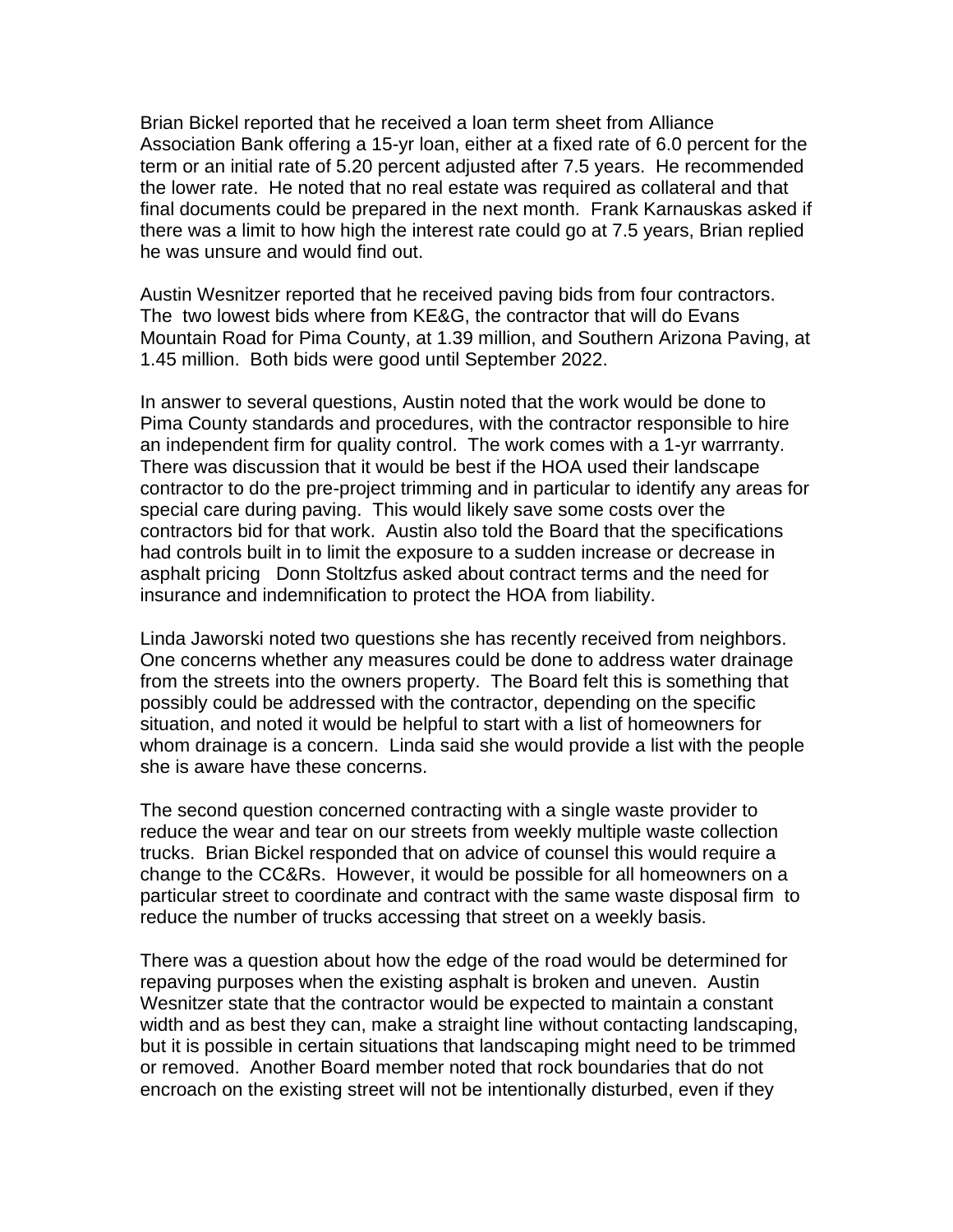Brian Bickel reported that he received a loan term sheet from Alliance Association Bank offering a 15-yr loan, either at a fixed rate of 6.0 percent for the term or an initial rate of 5.20 percent adjusted after 7.5 years. He recommended the lower rate. He noted that no real estate was required as collateral and that final documents could be prepared in the next month. Frank Karnauskas asked if there was a limit to how high the interest rate could go at 7.5 years, Brian replied he was unsure and would find out.

Austin Wesnitzer reported that he received paving bids from four contractors. The two lowest bids where from KE&G, the contractor that will do Evans Mountain Road for Pima County, at 1.39 million, and Southern Arizona Paving, at 1.45 million. Both bids were good until September 2022.

In answer to several questions, Austin noted that the work would be done to Pima County standards and procedures, with the contractor responsible to hire an independent firm for quality control. The work comes with a 1-yr warrranty. There was discussion that it would be best if the HOA used their landscape contractor to do the pre-project trimming and in particular to identify any areas for special care during paving. This would likely save some costs over the contractors bid for that work. Austin also told the Board that the specifications had controls built in to limit the exposure to a sudden increase or decrease in asphalt pricing Donn Stoltzfus asked about contract terms and the need for insurance and indemnification to protect the HOA from liability.

Linda Jaworski noted two questions she has recently received from neighbors. One concerns whether any measures could be done to address water drainage from the streets into the owners property. The Board felt this is something that possibly could be addressed with the contractor, depending on the specific situation, and noted it would be helpful to start with a list of homeowners for whom drainage is a concern. Linda said she would provide a list with the people she is aware have these concerns.

The second question concerned contracting with a single waste provider to reduce the wear and tear on our streets from weekly multiple waste collection trucks. Brian Bickel responded that on advice of counsel this would require a change to the CC&Rs. However, it would be possible for all homeowners on a particular street to coordinate and contract with the same waste disposal firm to reduce the number of trucks accessing that street on a weekly basis.

There was a question about how the edge of the road would be determined for repaving purposes when the existing asphalt is broken and uneven. Austin Wesnitzer state that the contractor would be expected to maintain a constant width and as best they can, make a straight line without contacting landscaping, but it is possible in certain situations that landscaping might need to be trimmed or removed. Another Board member noted that rock boundaries that do not encroach on the existing street will not be intentionally disturbed, even if they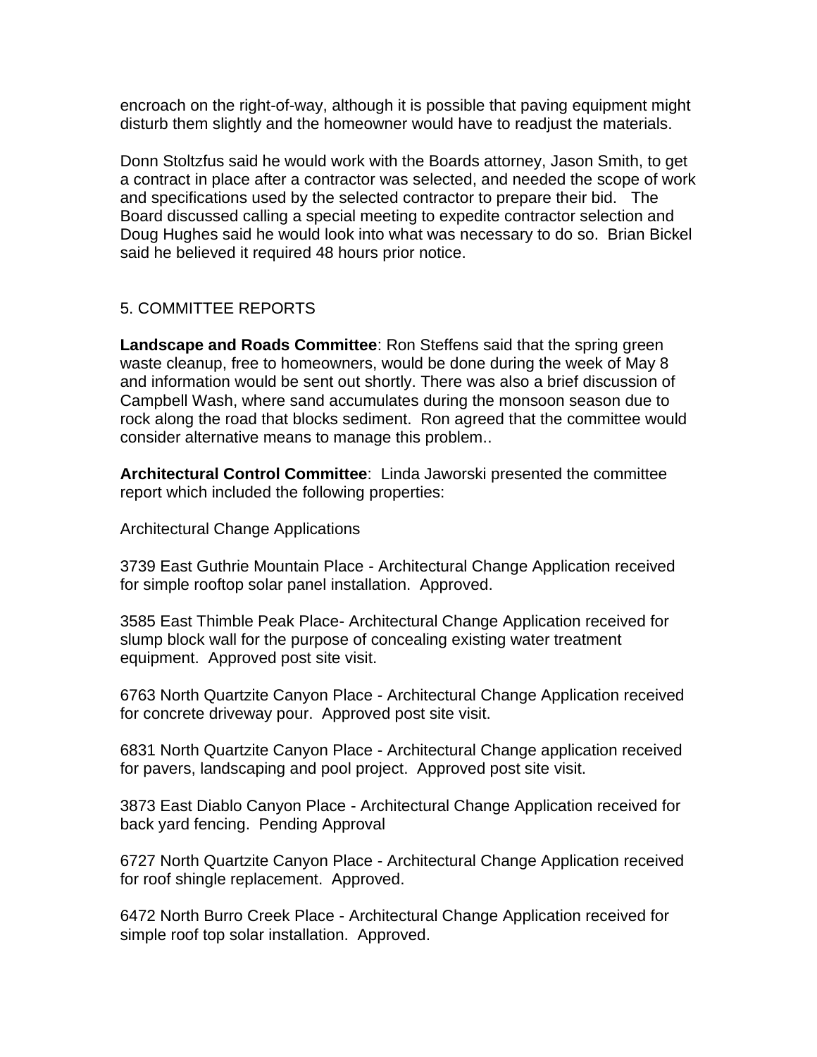encroach on the right-of-way, although it is possible that paving equipment might disturb them slightly and the homeowner would have to readjust the materials.

Donn Stoltzfus said he would work with the Boards attorney, Jason Smith, to get a contract in place after a contractor was selected, and needed the scope of work and specifications used by the selected contractor to prepare their bid. The Board discussed calling a special meeting to expedite contractor selection and Doug Hughes said he would look into what was necessary to do so. Brian Bickel said he believed it required 48 hours prior notice.

## 5. COMMITTEE REPORTS

**Landscape and Roads Committee**: Ron Steffens said that the spring green waste cleanup, free to homeowners, would be done during the week of May 8 and information would be sent out shortly. There was also a brief discussion of Campbell Wash, where sand accumulates during the monsoon season due to rock along the road that blocks sediment. Ron agreed that the committee would consider alternative means to manage this problem..

**Architectural Control Committee**: Linda Jaworski presented the committee report which included the following properties:

Architectural Change Applications

3739 East Guthrie Mountain Place - Architectural Change Application received for simple rooftop solar panel installation. Approved.

3585 East Thimble Peak Place- Architectural Change Application received for slump block wall for the purpose of concealing existing water treatment equipment. Approved post site visit.

6763 North Quartzite Canyon Place - Architectural Change Application received for concrete driveway pour. Approved post site visit.

6831 North Quartzite Canyon Place - Architectural Change application received for pavers, landscaping and pool project. Approved post site visit.

3873 East Diablo Canyon Place - Architectural Change Application received for back yard fencing. Pending Approval

6727 North Quartzite Canyon Place - Architectural Change Application received for roof shingle replacement. Approved.

6472 North Burro Creek Place - Architectural Change Application received for simple roof top solar installation. Approved.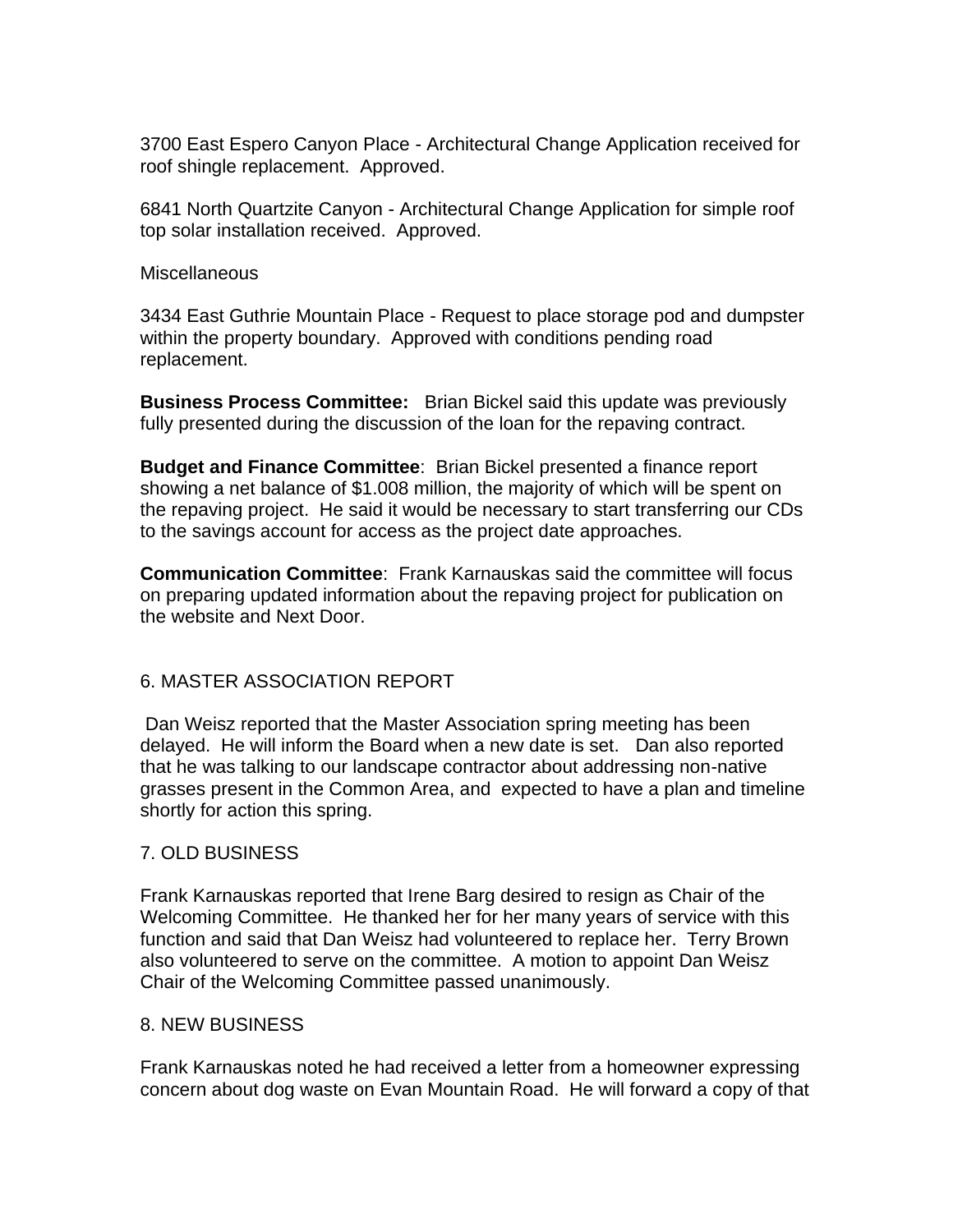3700 East Espero Canyon Place - Architectural Change Application received for roof shingle replacement.  Approved.

6841 North Quartzite Canyon - Architectural Change Application for simple roof top solar installation received.  Approved.

Miscellaneous

3434 East Guthrie Mountain Place - Request to place storage pod and dumpster within the property boundary.  Approved with conditions pending road replacement.

**Business Process Committee:**   Brian Bickel said this update was previously fully presented during the discussion of the loan for the repaving contract.

**Budget and Finance Committee**:  Brian Bickel presented a finance report showing a net balance of $1.008 million, the majority of which will be spent on the repaving project.  He said it would be necessary to start transferring our CDs to the savings account for access as the project date approaches.

**Communication Committee**:  Frank Karnauskas said the committee will focus on preparing updated information about the repaving project for publication on the website and Next Door.

6. MASTER ASSOCIATION REPORT

Dan Weisz reported that the Master Association spring meeting has been delayed.  He will inform the Board when a new date is set.   Dan also reported that he was talking to our landscape contractor about addressing non-native grasses present in the Common Area, and  expected to have a plan and timeline shortly for action this spring.

7. OLD BUSINESS

Frank Karnauskas reported that Irene Barg desired to resign as Chair of the Welcoming Committee.  He thanked her for her many years of service with this function and said that Dan Weisz had volunteered to replace her.  Terry Brown also volunteered to serve on the committee.  A motion to appoint Dan Weisz Chair of the Welcoming Committee passed unanimously.

8. NEW BUSINESS

Frank Karnauskas noted he had received a letter from a homeowner expressing concern about dog waste on Evan Mountain Road.  He will forward a copy of that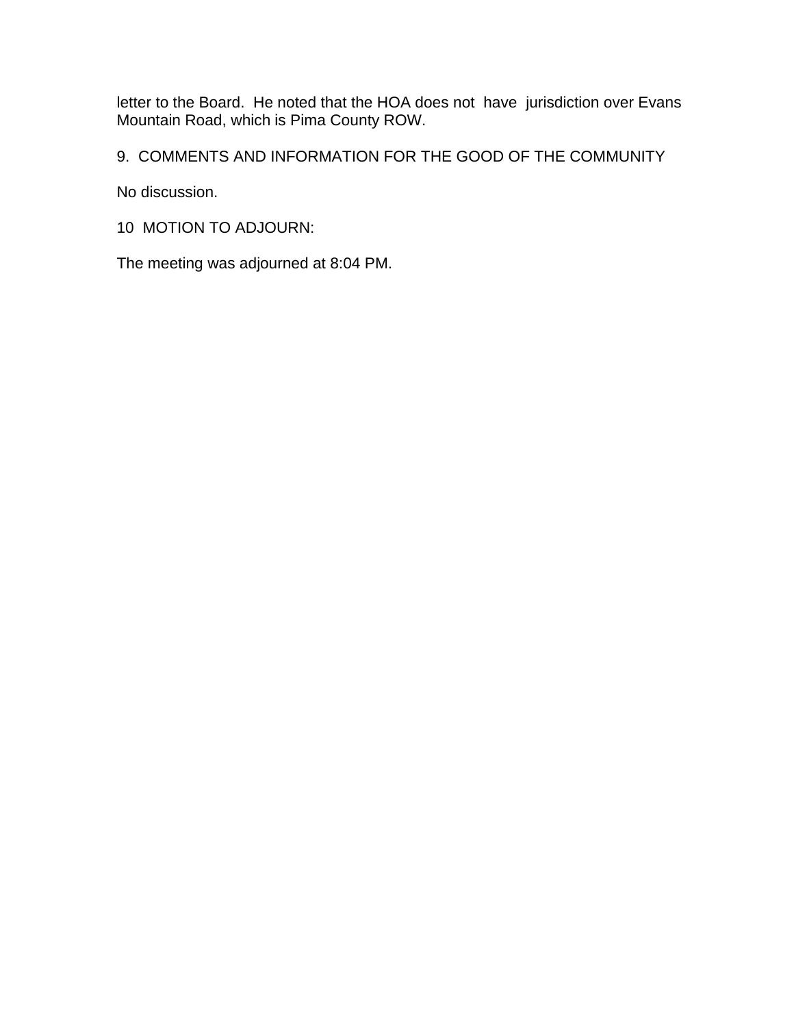letter to the Board. He noted that the HOA does not have jurisdiction over Evans Mountain Road, which is Pima County ROW.

9. COMMENTS AND INFORMATION FOR THE GOOD OF THE COMMUNITY

No discussion.

10 MOTION TO ADJOURN:

The meeting was adjourned at 8:04 PM.